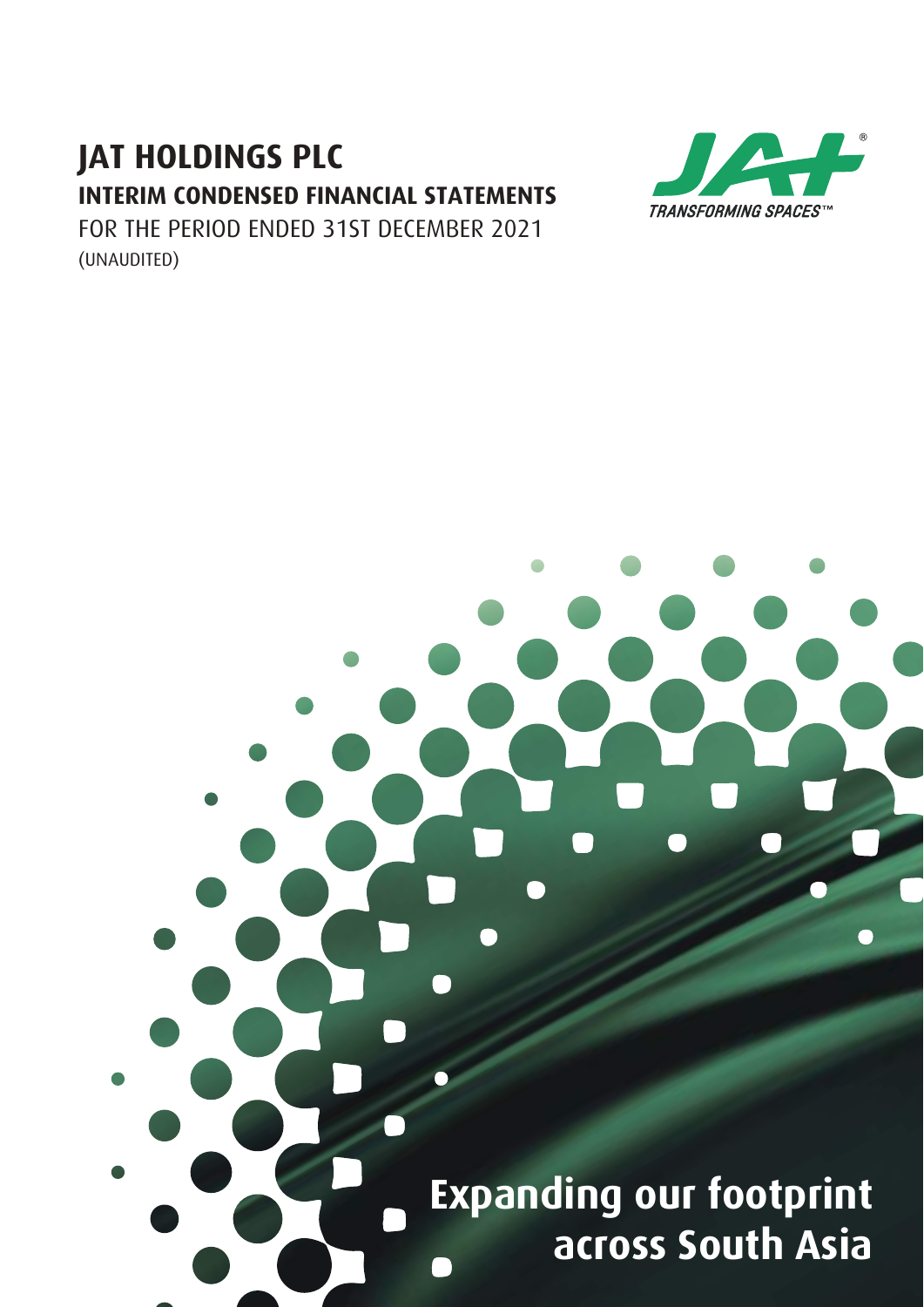# JAT HOLDINGS PLC

## INTERIM CONDENSED FINANCIAL STATEMENTS

FOR THE PERIOD ENDED 31ST DECEMBER 2021

(UNAUDITED)

TRANSFORMING SPACES™

**Expanding our footprint across South Asia**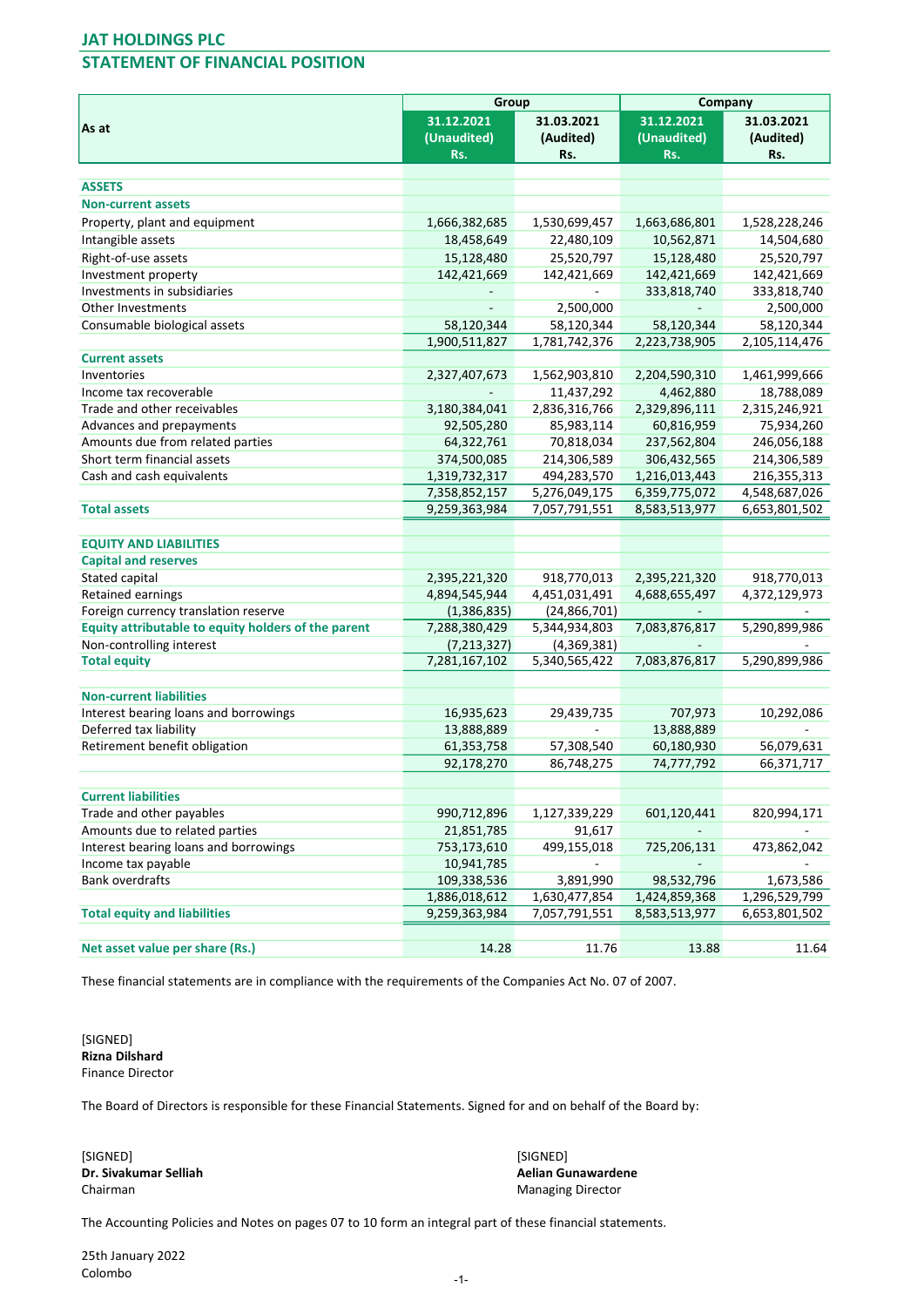# JAT HOLDINGS PLC

## STATEMENT OF FINANCIAL POSITION

| As at | Group | | Company | |
|---|---|---|---|---|
| | 31.12.2021 (Unaudited) Rs. | 31.03.2021 (Audited) Rs. | 31.12.2021 (Unaudited) Rs. | 31.03.2021 (Audited) Rs. |
| **ASSETS** | | | | |
| **Non-current assets** | | | | |
| Property, plant and equipment | 1,666,382,685 | 1,530,699,457 | 1,663,686,801 | 1,528,228,246 |
| Intangible assets | 18,458,649 | 22,480,109 | 10,562,871 | 14,504,680 |
| Right-of-use assets | 15,128,480 | 25,520,797 | 15,128,480 | 25,520,797 |
| Investment property | 142,421,669 | 142,421,669 | 142,421,669 | 142,421,669 |
| Investments in subsidiaries | - | - | 333,818,740 | 333,818,740 |
| Other Investments | - | 2,500,000 | - | 2,500,000 |
| Consumable biological assets | 58,120,344 | 58,120,344 | 58,120,344 | 58,120,344 |
| | 1,900,511,827 | 1,781,742,376 | 2,223,738,905 | 2,105,114,476 |
| **Current assets** | | | | |
| Inventories | 2,327,407,673 | 1,562,903,810 | 2,204,590,310 | 1,461,999,666 |
| Income tax recoverable | - | 11,437,292 | 4,462,880 | 18,788,089 |
| Trade and other receivables | 3,180,384,041 | 2,836,316,766 | 2,329,896,111 | 2,315,246,921 |
| Advances and prepayments | 92,505,280 | 85,983,114 | 60,816,959 | 75,934,260 |
| Amounts due from related parties | 64,322,761 | 70,818,034 | 237,562,804 | 246,056,188 |
| Short term financial assets | 374,500,085 | 214,306,589 | 306,432,565 | 214,306,589 |
| Cash and cash equivalents | 1,319,732,317 | 494,283,570 | 1,216,013,443 | 216,355,313 |
| | 7,358,852,157 | 5,276,049,175 | 6,359,775,072 | 4,548,687,026 |
| **Total assets** | 9,259,363,984 | 7,057,791,551 | 8,583,513,977 | 6,653,801,502 |
| **EQUITY AND LIABILITIES** | | | | |
| **Capital and reserves** | | | | |
| Stated capital | 2,395,221,320 | 918,770,013 | 2,395,221,320 | 918,770,013 |
| Retained earnings | 4,894,545,944 | 4,451,031,491 | 4,688,655,497 | 4,372,129,973 |
| Foreign currency translation reserve | (1,386,835) | (24,866,701) | - | - |
| **Equity attributable to equity holders of the parent** | 7,288,380,429 | 5,344,934,803 | 7,083,876,817 | 5,290,899,986 |
| Non-controlling interest | (7,213,327) | (4,369,381) | - | - |
| **Total equity** | 7,281,167,102 | 5,340,565,422 | 7,083,876,817 | 5,290,899,986 |
| **Non-current liabilities** | | | | |
| Interest bearing loans and borrowings | 16,935,623 | 29,439,735 | 707,973 | 10,292,086 |
| Deferred tax liability | 13,888,889 | - | 13,888,889 | - |
| Retirement benefit obligation | 61,353,758 | 57,308,540 | 60,180,930 | 56,079,631 |
| | 92,178,270 | 86,748,275 | 74,777,792 | 66,371,717 |
| **Current liabilities** | | | | |
| Trade and other payables | 990,712,896 | 1,127,339,229 | 601,120,441 | 820,994,171 |
| Amounts due to related parties | 21,851,785 | 91,617 | - | - |
| Interest bearing loans and borrowings | 753,173,610 | 499,155,018 | 725,206,131 | 473,862,042 |
| Income tax payable | 10,941,785 | - | - | - |
| Bank overdrafts | 109,338,536 | 3,891,990 | 98,532,796 | 1,673,586 |
| | 1,886,018,612 | 1,630,477,854 | 1,424,859,368 | 1,296,529,799 |
| **Total equity and liabilities** | 9,259,363,984 | 7,057,791,551 | 8,583,513,977 | 6,653,801,502 |
| **Net asset value per share (Rs.)** | 14.28 | 11.76 | 13.88 | 11.64 |

These financial statements are in compliance with the requirements of the Companies Act No. 07 of 2007.

[SIGNED]
**Rizna Dilshard**
Finance Director

The Board of Directors is responsible for these Financial Statements. Signed for and on behalf of the Board by:

[SIGNED]
**Dr. Sivakumar Selliah**
Chairman

[SIGNED]
**Aelian Gunawardene**
Managing Director

The Accounting Policies and Notes on pages 07 to 10 form an integral part of these financial statements.

25th January 2022
Colombo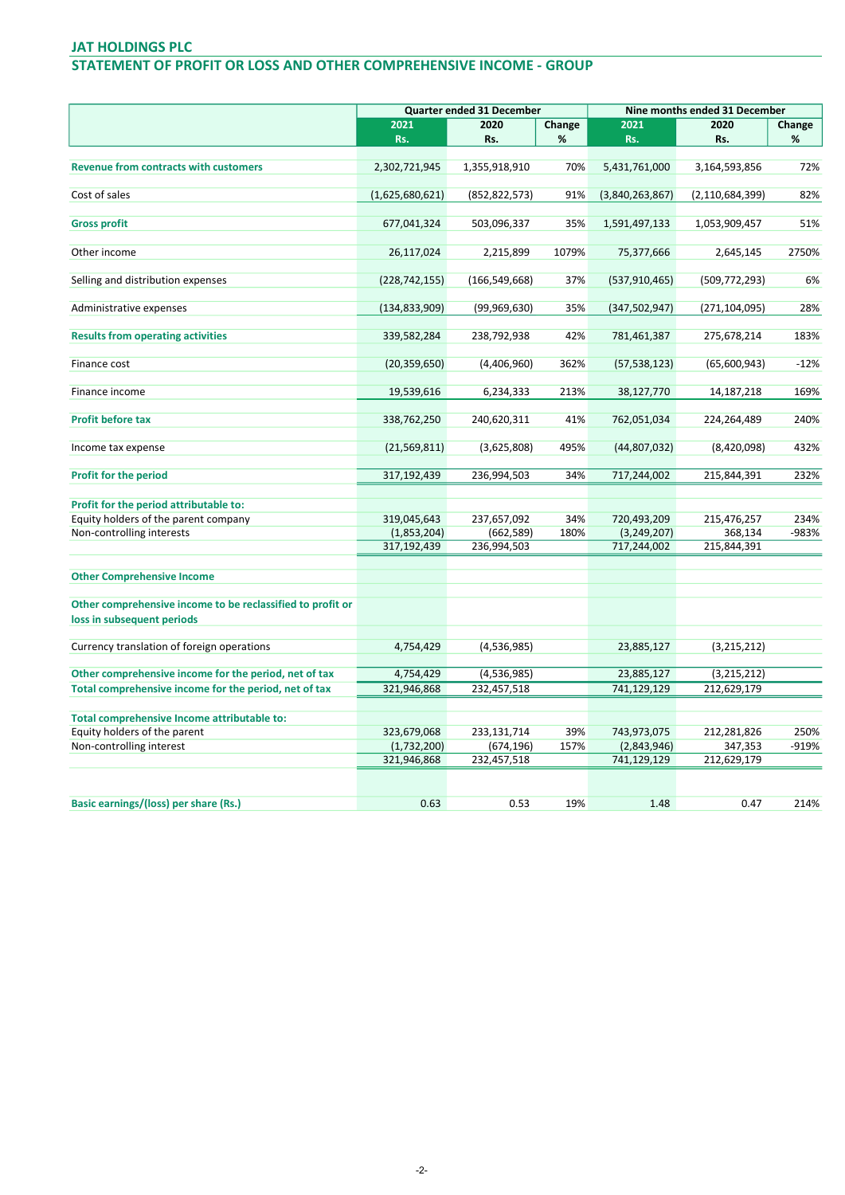# JAT HOLDINGS PLC

## STATEMENT OF PROFIT OR LOSS AND OTHER COMPREHENSIVE INCOME - GROUP

| | Quarter ended 31 December | | | Nine months ended 31 December | | |
|---|---|---|---|---|---|---|
| | 2021 Rs. | 2020 Rs. | Change % | 2021 Rs. | 2020 Rs. | Change % |
| **Revenue from contracts with customers** | 2,302,721,945 | 1,355,918,910 | 70% | 5,431,761,000 | 3,164,593,856 | 72% |
| Cost of sales | (1,625,680,621) | (852,822,573) | 91% | (3,840,263,867) | (2,110,684,399) | 82% |
| **Gross profit** | 677,041,324 | 503,096,337 | 35% | 1,591,497,133 | 1,053,909,457 | 51% |
| Other income | 26,117,024 | 2,215,899 | 1079% | 75,377,666 | 2,645,145 | 2750% |
| Selling and distribution expenses | (228,742,155) | (166,549,668) | 37% | (537,910,465) | (509,772,293) | 6% |
| Administrative expenses | (134,833,909) | (99,969,630) | 35% | (347,502,947) | (271,104,095) | 28% |
| **Results from operating activities** | 339,582,284 | 238,792,938 | 42% | 781,461,387 | 275,678,214 | 183% |
| Finance cost | (20,359,650) | (4,406,960) | 362% | (57,538,123) | (65,600,943) | -12% |
| Finance income | 19,539,616 | 6,234,333 | 213% | 38,127,770 | 14,187,218 | 169% |
| **Profit before tax** | 338,762,250 | 240,620,311 | 41% | 762,051,034 | 224,264,489 | 240% |
| Income tax expense | (21,569,811) | (3,625,808) | 495% | (44,807,032) | (8,420,098) | 432% |
| **Profit for the period** | 317,192,439 | 236,994,503 | 34% | 717,244,002 | 215,844,391 | 232% |
| **Profit for the period attributable to:** | | | | | | |
| Equity holders of the parent company | 319,045,643 | 237,657,092 | 34% | 720,493,209 | 215,476,257 | 234% |
| Non-controlling interests | (1,853,204) | (662,589) | 180% | (3,249,207) | 368,134 | -983% |
| | 317,192,439 | 236,994,503 | | 717,244,002 | 215,844,391 | |
| **Other Comprehensive Income** | | | | | | |
| **Other comprehensive income to be reclassified to profit or loss in subsequent periods** | | | | | | |
| Currency translation of foreign operations | 4,754,429 | (4,536,985) | | 23,885,127 | (3,215,212) | |
| **Other comprehensive income for the period, net of tax** | 4,754,429 | (4,536,985) | | 23,885,127 | (3,215,212) | |
| **Total comprehensive income for the period, net of tax** | 321,946,868 | 232,457,518 | | 741,129,129 | 212,629,179 | |
| **Total comprehensive Income attributable to:** | | | | | | |
| Equity holders of the parent | 323,679,068 | 233,131,714 | 39% | 743,973,075 | 212,281,826 | 250% |
| Non-controlling interest | (1,732,200) | (674,196) | 157% | (2,843,946) | 347,353 | -919% |
| | 321,946,868 | 232,457,518 | | 741,129,129 | 212,629,179 | |
| **Basic earnings/(loss) per share (Rs.)** | 0.63 | 0.53 | 19% | 1.48 | 0.47 | 214% |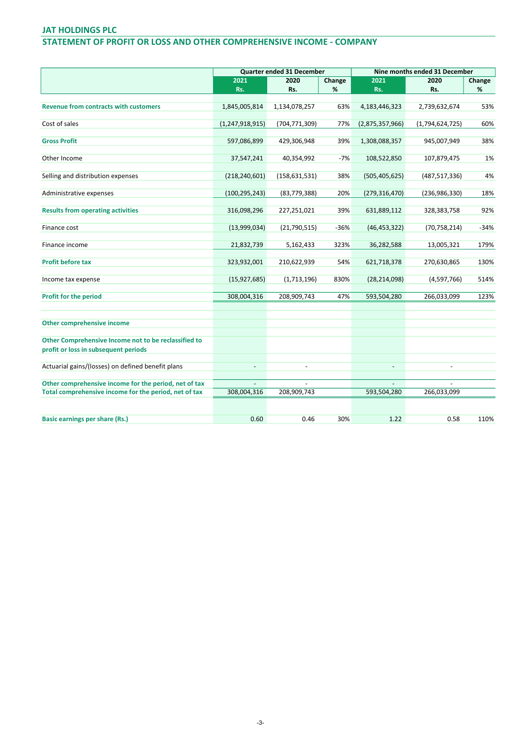## JAT HOLDINGS PLC

## STATEMENT OF PROFIT OR LOSS AND OTHER COMPREHENSIVE INCOME - COMPANY

| | Quarter ended 31 December | | | Nine months ended 31 December | | |
|---|---|---|---|---|---|---|
| | 2021 Rs. | 2020 Rs. | Change % | 2021 Rs. | 2020 Rs. | Change % |
| **Revenue from contracts with customers** | 1,845,005,814 | 1,134,078,257 | 63% | 4,183,446,323 | 2,739,632,674 | 53% |
| Cost of sales | (1,247,918,915) | (704,771,309) | 77% | (2,875,357,966) | (1,794,624,725) | 60% |
| **Gross Profit** | 597,086,899 | 429,306,948 | 39% | 1,308,088,357 | 945,007,949 | 38% |
| Other Income | 37,547,241 | 40,354,992 | -7% | 108,522,850 | 107,879,475 | 1% |
| Selling and distribution expenses | (218,240,601) | (158,631,531) | 38% | (505,405,625) | (487,517,336) | 4% |
| Administrative expenses | (100,295,243) | (83,779,388) | 20% | (279,316,470) | (236,986,330) | 18% |
| **Results from operating activities** | 316,098,296 | 227,251,021 | 39% | 631,889,112 | 328,383,758 | 92% |
| Finance cost | (13,999,034) | (21,790,515) | -36% | (46,453,322) | (70,758,214) | -34% |
| Finance income | 21,832,739 | 5,162,433 | 323% | 36,282,588 | 13,005,321 | 179% |
| **Profit before tax** | 323,932,001 | 210,622,939 | 54% | 621,718,378 | 270,630,865 | 130% |
| Income tax expense | (15,927,685) | (1,713,196) | 830% | (28,214,098) | (4,597,766) | 514% |
| **Profit for the period** | 308,004,316 | 208,909,743 | 47% | 593,504,280 | 266,033,099 | 123% |
| | | | | | | |
| **Other comprehensive income** | | | | | | |
| **Other Comprehensive Income not to be reclassified to profit or loss in subsequent periods** | | | | | | |
| Actuarial gains/(losses) on defined benefit plans | - | - | | - | - | |
| **Other comprehensive income for the period, net of tax** | - | - | | - | - | |
| **Total comprehensive income for the period, net of tax** | 308,004,316 | 208,909,743 | | 593,504,280 | 266,033,099 | |
| | | | | | | |
| **Basic earnings per share (Rs.)** | 0.60 | 0.46 | 30% | 1.22 | 0.58 | 110% |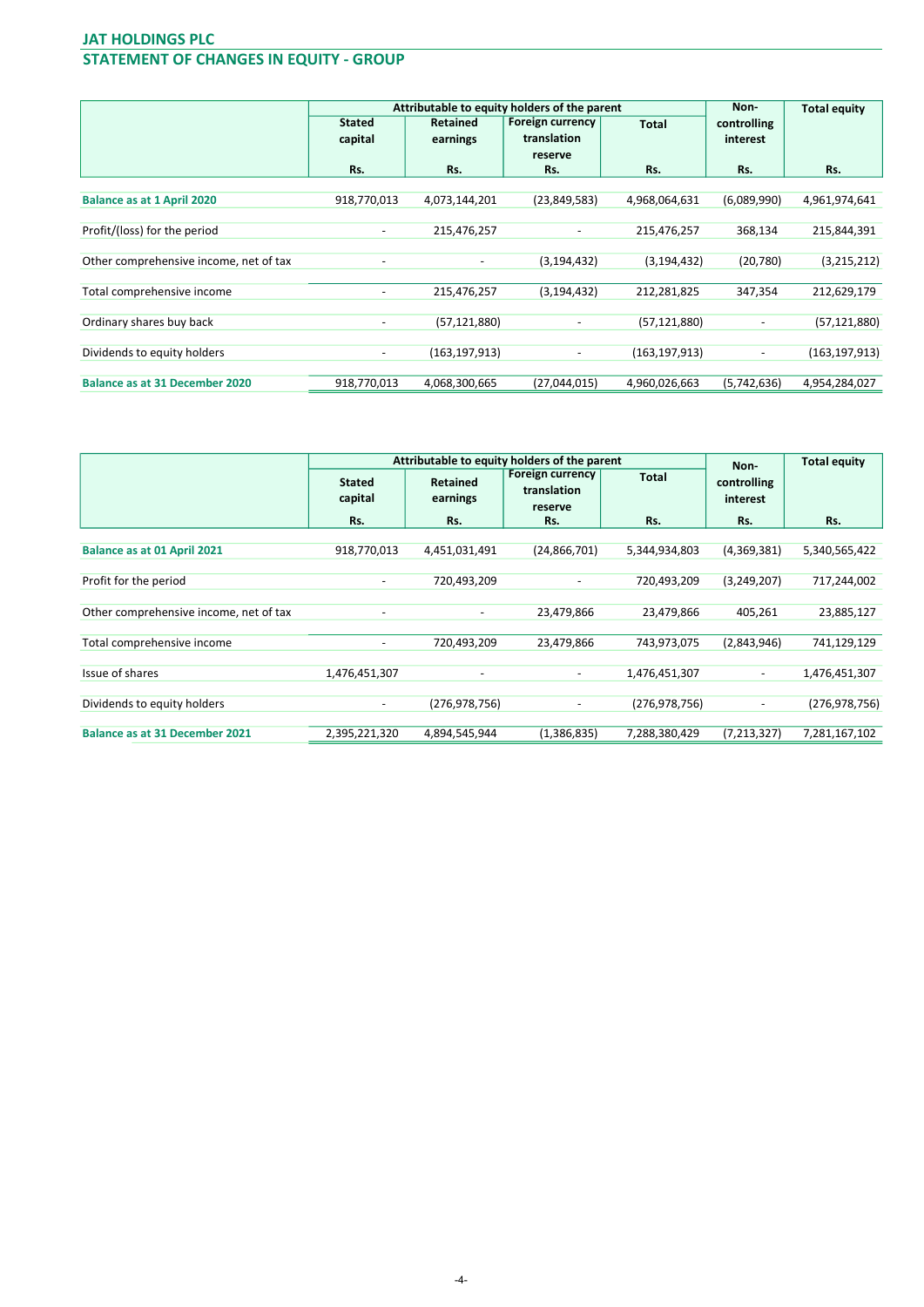# JAT HOLDINGS PLC

## STATEMENT OF CHANGES IN EQUITY - GROUP

| | Attributable to equity holders of the parent | | | | Non-controlling interest | Total equity |
|---|---|---|---|---|---|---|
| | Stated capital | Retained earnings | Foreign currency translation reserve | Total | | |
| | Rs. | Rs. | Rs. | Rs. | Rs. | Rs. |
| **Balance as at 1 April 2020** | 918,770,013 | 4,073,144,201 | (23,849,583) | 4,968,064,631 | (6,089,990) | 4,961,974,641 |
| Profit/(loss) for the period | - | 215,476,257 | - | 215,476,257 | 368,134 | 215,844,391 |
| Other comprehensive income, net of tax | - | - | (3,194,432) | (3,194,432) | (20,780) | (3,215,212) |
| Total comprehensive income | - | 215,476,257 | (3,194,432) | 212,281,825 | 347,354 | 212,629,179 |
| Ordinary shares buy back | - | (57,121,880) | - | (57,121,880) | - | (57,121,880) |
| Dividends to equity holders | - | (163,197,913) | - | (163,197,913) | - | (163,197,913) |
| **Balance as at 31 December 2020** | 918,770,013 | 4,068,300,665 | (27,044,015) | 4,960,026,663 | (5,742,636) | 4,954,284,027 |

| | Attributable to equity holders of the parent | | | | Non-controlling interest | Total equity |
|---|---|---|---|---|---|---|
| | Stated capital | Retained earnings | Foreign currency translation reserve | Total | | |
| | Rs. | Rs. | Rs. | Rs. | Rs. | Rs. |
| **Balance as at 01 April 2021** | 918,770,013 | 4,451,031,491 | (24,866,701) | 5,344,934,803 | (4,369,381) | 5,340,565,422 |
| Profit for the period | - | 720,493,209 | - | 720,493,209 | (3,249,207) | 717,244,002 |
| Other comprehensive income, net of tax | - | - | 23,479,866 | 23,479,866 | 405,261 | 23,885,127 |
| Total comprehensive income | - | 720,493,209 | 23,479,866 | 743,973,075 | (2,843,946) | 741,129,129 |
| Issue of shares | 1,476,451,307 | - | - | 1,476,451,307 | - | 1,476,451,307 |
| Dividends to equity holders | - | (276,978,756) | - | (276,978,756) | - | (276,978,756) |
| **Balance as at 31 December 2021** | 2,395,221,320 | 4,894,545,944 | (1,386,835) | 7,288,380,429 | (7,213,327) | 7,281,167,102 |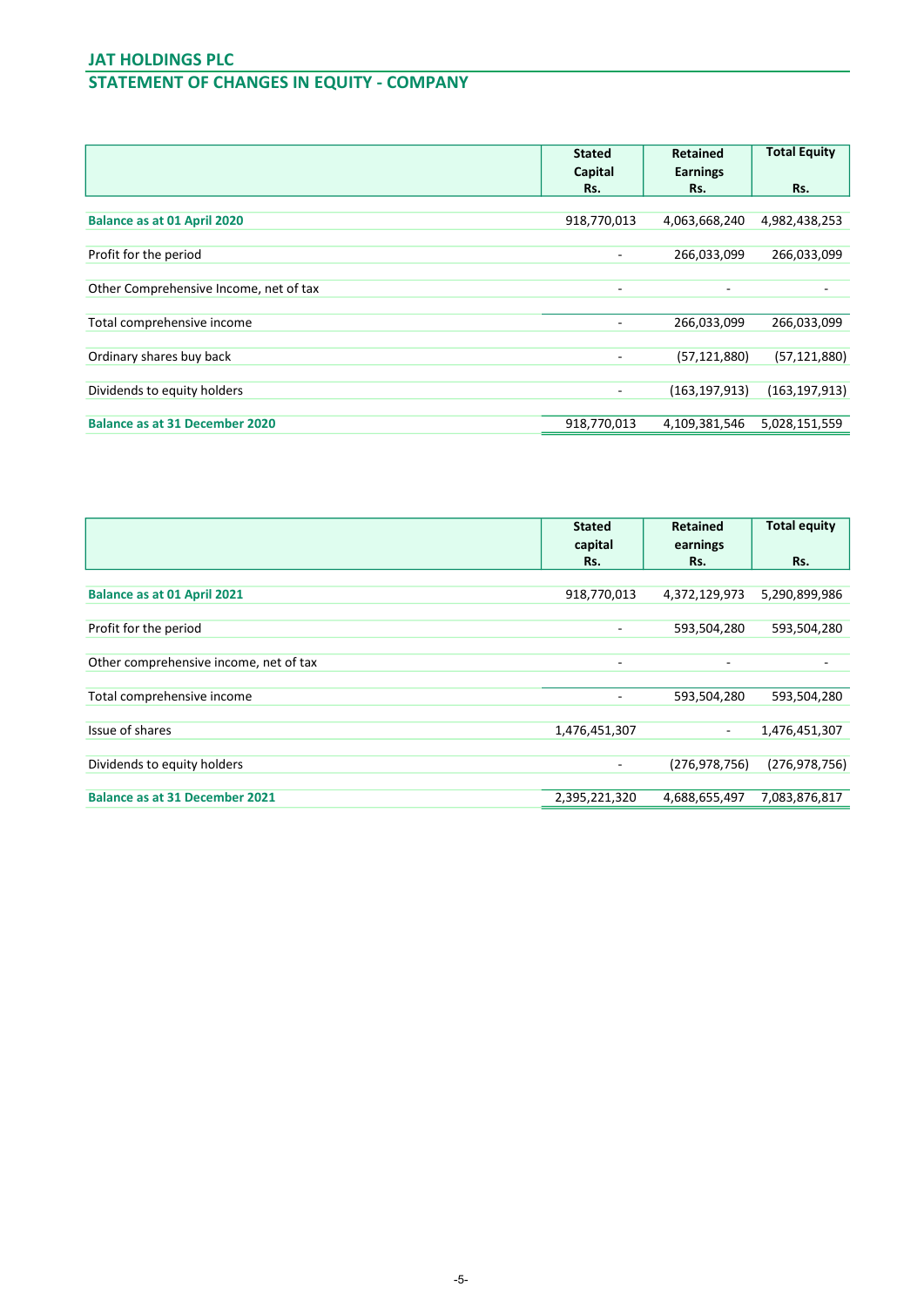# JAT HOLDINGS PLC

## STATEMENT OF CHANGES IN EQUITY - COMPANY

| | Stated Capital Rs. | Retained Earnings Rs. | Total Equity Rs. |
|---|---|---|---|
| **Balance as at 01 April 2020** | 918,770,013 | 4,063,668,240 | 4,982,438,253 |
| Profit for the period | - | 266,033,099 | 266,033,099 |
| Other Comprehensive Income, net of tax | - | - | - |
| Total comprehensive income | - | 266,033,099 | 266,033,099 |
| Ordinary shares buy back | - | (57,121,880) | (57,121,880) |
| Dividends to equity holders | - | (163,197,913) | (163,197,913) |
| **Balance as at 31 December 2020** | 918,770,013 | 4,109,381,546 | 5,028,151,559 |

| | Stated capital Rs. | Retained earnings Rs. | Total equity Rs. |
|---|---|---|---|
| **Balance as at 01 April 2021** | 918,770,013 | 4,372,129,973 | 5,290,899,986 |
| Profit for the period | - | 593,504,280 | 593,504,280 |
| Other comprehensive income, net of tax | - | - | - |
| Total comprehensive income | - | 593,504,280 | 593,504,280 |
| Issue of shares | 1,476,451,307 | - | 1,476,451,307 |
| Dividends to equity holders | - | (276,978,756) | (276,978,756) |
| **Balance as at 31 December 2021** | 2,395,221,320 | 4,688,655,497 | 7,083,876,817 |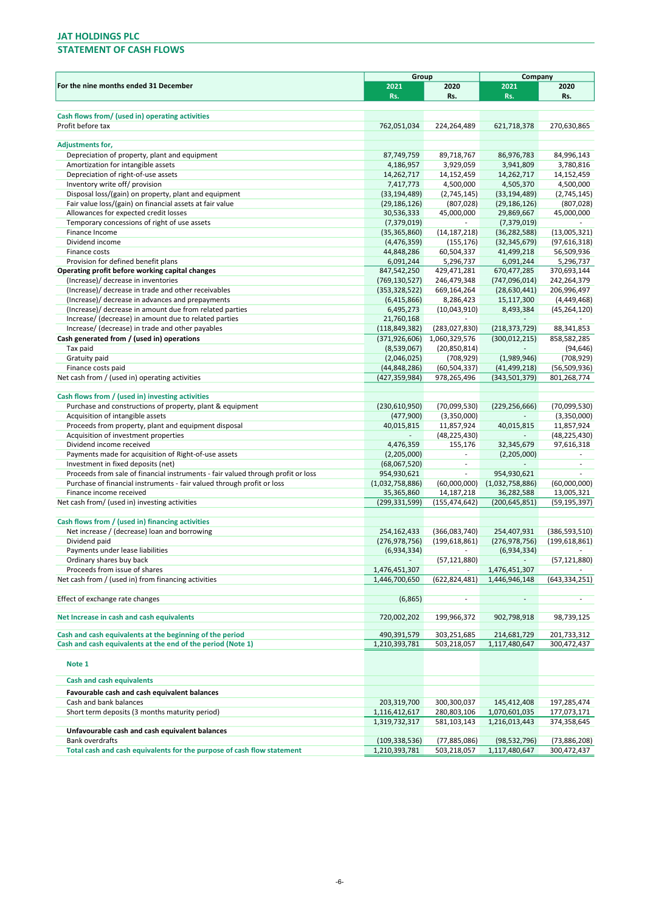**JAT HOLDINGS PLC**

**STATEMENT OF CASH FLOWS**

| For the nine months ended 31 December | Group | | Company | |
|---|---|---|---|---|
| | 2021 Rs. | 2020 Rs. | 2021 Rs. | 2020 Rs. |
| **Cash flows from/ (used in) operating activities** | | | | |
| Profit before tax | 762,051,034 | 224,264,489 | 621,718,378 | 270,630,865 |
| **Adjustments for,** | | | | |
| Depreciation of property, plant and equipment | 87,749,759 | 89,718,767 | 86,976,783 | 84,996,143 |
| Amortization for intangible assets | 4,186,957 | 3,929,059 | 3,941,809 | 3,780,816 |
| Depreciation of right-of-use assets | 14,262,717 | 14,152,459 | 14,262,717 | 14,152,459 |
| Inventory write off/ provision | 7,417,773 | 4,500,000 | 4,505,370 | 4,500,000 |
| Disposal loss/(gain) on property, plant and equipment | (33,194,489) | (2,745,145) | (33,194,489) | (2,745,145) |
| Fair value loss/(gain) on financial assets at fair value | (29,186,126) | (807,028) | (29,186,126) | (807,028) |
| Allowances for expected credit losses | 30,536,333 | 45,000,000 | 29,869,667 | 45,000,000 |
| Temporary concessions of right of use assets | (7,379,019) | - | (7,379,019) | - |
| Finance Income | (35,365,860) | (14,187,218) | (36,282,588) | (13,005,321) |
| Dividend income | (4,476,359) | (155,176) | (32,345,679) | (97,616,318) |
| Finance costs | 44,848,286 | 60,504,337 | 41,499,218 | 56,509,936 |
| Provision for defined benefit plans | 6,091,244 | 5,296,737 | 6,091,244 | 5,296,737 |
| **Operating profit before working capital changes** | 847,542,250 | 429,471,281 | 670,477,285 | 370,693,144 |
| (Increase)/ decrease in inventories | (769,130,527) | 246,479,348 | (747,096,014) | 242,264,379 |
| (Increase)/ decrease in trade and other receivables | (353,328,522) | 669,164,264 | (28,630,441) | 206,996,497 |
| (Increase)/ decrease in advances and prepayments | (6,415,866) | 8,286,423 | 15,117,300 | (4,449,468) |
| (Increase)/ decrease in amount due from related parties | 6,495,273 | (10,043,910) | 8,493,384 | (45,264,120) |
| Increase/ (decrease) in amount due to related parties | 21,760,168 | - | - | - |
| Increase/ (decrease) in trade and other payables | (118,849,382) | (283,027,830) | (218,373,729) | 88,341,853 |
| **Cash generated from / (used in) operations** | (371,926,606) | 1,060,329,576 | (300,012,215) | 858,582,285 |
| Tax paid | (8,539,067) | (20,850,814) | - | (94,646) |
| Gratuity paid | (2,046,025) | (708,929) | (1,989,946) | (708,929) |
| Finance costs paid | (44,848,286) | (60,504,337) | (41,499,218) | (56,509,936) |
| Net cash from / (used in) operating activities | (427,359,984) | 978,265,496 | (343,501,379) | 801,268,774 |
| **Cash flows from / (used in) investing activities** | | | | |
| Purchase and constructions of property, plant & equipment | (230,610,950) | (70,099,530) | (229,256,666) | (70,099,530) |
| Acquisition of intangible assets | (477,900) | (3,350,000) | - | (3,350,000) |
| Proceeds from property, plant and equipment disposal | 40,015,815 | 11,857,924 | 40,015,815 | 11,857,924 |
| Acquisition of investment properties | - | (48,225,430) | - | (48,225,430) |
| Dividend income received | 4,476,359 | 155,176 | 32,345,679 | 97,616,318 |
| Payments made for acquisition of Right-of-use assets | (2,205,000) | - | (2,205,000) | - |
| Investment in fixed deposits (net) | (68,067,520) | - | - | - |
| Proceeds from sale of financial instruments - fair valued through profit or loss | 954,930,621 | - | 954,930,621 | - |
| Purchase of financial instruments - fair valued through profit or loss | (1,032,758,886) | (60,000,000) | (1,032,758,886) | (60,000,000) |
| Finance income received | 35,365,860 | 14,187,218 | 36,282,588 | 13,005,321 |
| Net cash from/ (used in) investing activities | (299,331,599) | (155,474,642) | (200,645,851) | (59,195,397) |
| **Cash flows from / (used in) financing activities** | | | | |
| Net increase / (decrease) loan and borrowing | 254,162,433 | (366,083,740) | 254,407,931 | (386,593,510) |
| Dividend paid | (276,978,756) | (199,618,861) | (276,978,756) | (199,618,861) |
| Payments under lease liabilities | (6,934,334) | - | (6,934,334) | - |
| Ordinary shares buy back | - | (57,121,880) | - | (57,121,880) |
| Proceeds from issue of shares | 1,476,451,307 | - | 1,476,451,307 | - |
| Net cash from / (used in) from financing activities | 1,446,700,650 | (622,824,481) | 1,446,946,148 | (643,334,251) |
| Effect of exchange rate changes | (6,865) | - | - | - |
| **Net Increase in cash and cash equivalents** | 720,002,202 | 199,966,372 | 902,798,918 | 98,739,125 |
| **Cash and cash equivalents at the beginning of the period** | 490,391,579 | 303,251,685 | 214,681,729 | 201,733,312 |
| **Cash and cash equivalents at the end of the period (Note 1)** | 1,210,393,781 | 503,218,057 | 1,117,480,647 | 300,472,437 |
| **Note 1** | | | | |
| **Cash and cash equivalents** | | | | |
| **Favourable cash and cash equivalent balances** | | | | |
| Cash and bank balances | 203,319,700 | 300,300,037 | 145,412,408 | 197,285,474 |
| Short term deposits (3 months maturity period) | 1,116,412,617 | 280,803,106 | 1,070,601,035 | 177,073,171 |
| | 1,319,732,317 | 581,103,143 | 1,216,013,443 | 374,358,645 |
| **Unfavourable cash and cash equivalent balances** | | | | |
| Bank overdrafts | (109,338,536) | (77,885,086) | (98,532,796) | (73,886,208) |
| **Total cash and cash equivalents for the purpose of cash flow statement** | 1,210,393,781 | 503,218,057 | 1,117,480,647 | 300,472,437 |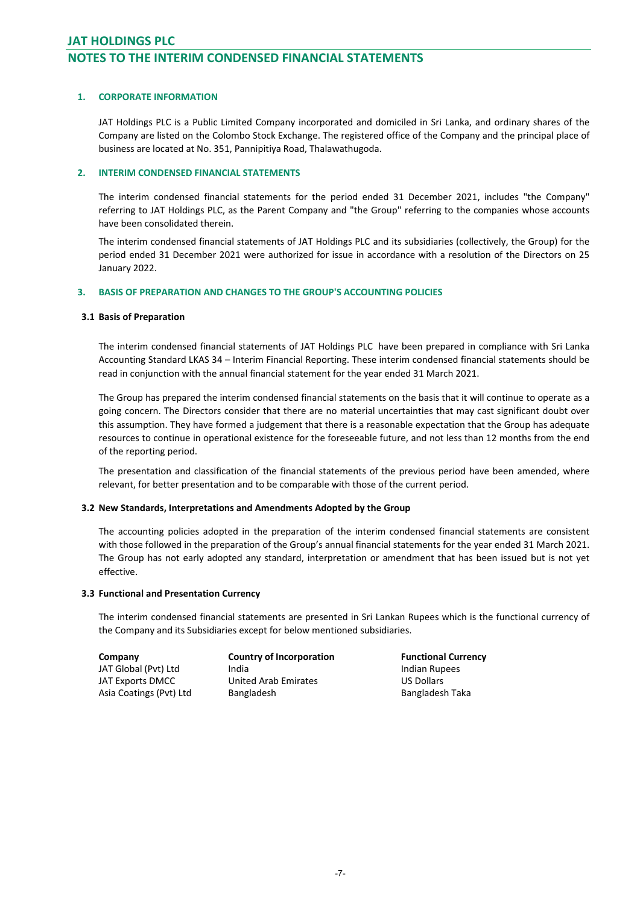# JAT HOLDINGS PLC

# NOTES TO THE INTERIM CONDENSED FINANCIAL STATEMENTS

## 1. CORPORATE INFORMATION

JAT Holdings PLC is a Public Limited Company incorporated and domiciled in Sri Lanka, and ordinary shares of the Company are listed on the Colombo Stock Exchange. The registered office of the Company and the principal place of business are located at No. 351, Pannipitiya Road, Thalawathugoda.

## 2. INTERIM CONDENSED FINANCIAL STATEMENTS

The interim condensed financial statements for the period ended 31 December 2021, includes "the Company" referring to JAT Holdings PLC, as the Parent Company and "the Group" referring to the companies whose accounts have been consolidated therein.

The interim condensed financial statements of JAT Holdings PLC and its subsidiaries (collectively, the Group) for the period ended 31 December 2021 were authorized for issue in accordance with a resolution of the Directors on 25 January 2022.

## 3. BASIS OF PREPARATION AND CHANGES TO THE GROUP'S ACCOUNTING POLICIES

### 3.1 Basis of Preparation

The interim condensed financial statements of JAT Holdings PLC have been prepared in compliance with Sri Lanka Accounting Standard LKAS 34 – Interim Financial Reporting. These interim condensed financial statements should be read in conjunction with the annual financial statement for the year ended 31 March 2021.

The Group has prepared the interim condensed financial statements on the basis that it will continue to operate as a going concern. The Directors consider that there are no material uncertainties that may cast significant doubt over this assumption. They have formed a judgement that there is a reasonable expectation that the Group has adequate resources to continue in operational existence for the foreseeable future, and not less than 12 months from the end of the reporting period.

The presentation and classification of the financial statements of the previous period have been amended, where relevant, for better presentation and to be comparable with those of the current period.

### 3.2 New Standards, Interpretations and Amendments Adopted by the Group

The accounting policies adopted in the preparation of the interim condensed financial statements are consistent with those followed in the preparation of the Group's annual financial statements for the year ended 31 March 2021. The Group has not early adopted any standard, interpretation or amendment that has been issued but is not yet effective.

### 3.3 Functional and Presentation Currency

The interim condensed financial statements are presented in Sri Lankan Rupees which is the functional currency of the Company and its Subsidiaries except for below mentioned subsidiaries.

| Company | Country of Incorporation | Functional Currency |
|---|---|---|
| JAT Global (Pvt) Ltd | India | Indian Rupees |
| JAT Exports DMCC | United Arab Emirates | US Dollars |
| Asia Coatings (Pvt) Ltd | Bangladesh | Bangladesh Taka |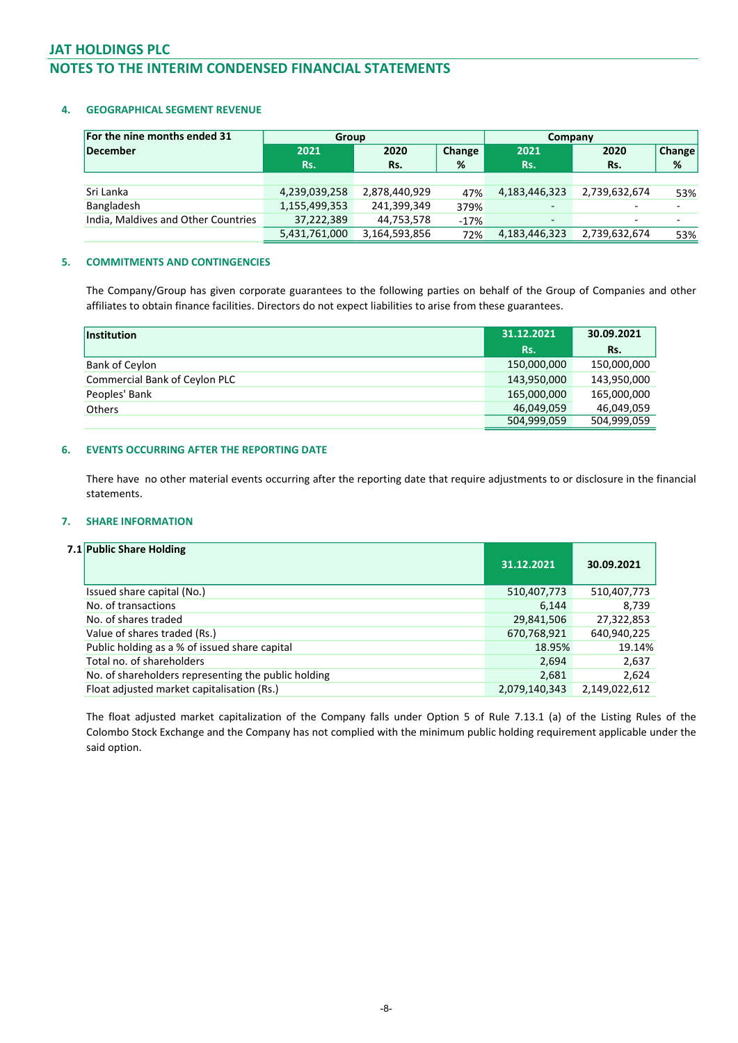# JAT HOLDINGS PLC

## NOTES TO THE INTERIM CONDENSED FINANCIAL STATEMENTS

### 4. GEOGRAPHICAL SEGMENT REVENUE

| For the nine months ended 31 December | Group | | | Company | | |
|---|---|---|---|---|---|---|
| | 2021 Rs. | 2020 Rs. | Change % | 2021 Rs. | 2020 Rs. | Change % |
| Sri Lanka | 4,239,039,258 | 2,878,440,929 | 47% | 4,183,446,323 | 2,739,632,674 | 53% |
| Bangladesh | 1,155,499,353 | 241,399,349 | 379% | - | - | - |
| India, Maldives and Other Countries | 37,222,389 | 44,753,578 | -17% | - | - | - |
| | 5,431,761,000 | 3,164,593,856 | 72% | 4,183,446,323 | 2,739,632,674 | 53% |

### 5. COMMITMENTS AND CONTINGENCIES

The Company/Group has given corporate guarantees to the following parties on behalf of the Group of Companies and other affiliates to obtain finance facilities. Directors do not expect liabilities to arise from these guarantees.

| Institution | 31.12.2021 Rs. | 30.09.2021 Rs. |
|---|---|---|
| Bank of Ceylon | 150,000,000 | 150,000,000 |
| Commercial Bank of Ceylon PLC | 143,950,000 | 143,950,000 |
| Peoples' Bank | 165,000,000 | 165,000,000 |
| Others | 46,049,059 | 46,049,059 |
| | 504,999,059 | 504,999,059 |

### 6. EVENTS OCCURRING AFTER THE REPORTING DATE

There have no other material events occurring after the reporting date that require adjustments to or disclosure in the financial statements.

### 7. SHARE INFORMATION

#### 7.1 Public Share Holding

| | 31.12.2021 | 30.09.2021 |
|---|---|---|
| Issued share capital (No.) | 510,407,773 | 510,407,773 |
| No. of transactions | 6,144 | 8,739 |
| No. of shares traded | 29,841,506 | 27,322,853 |
| Value of shares traded (Rs.) | 670,768,921 | 640,940,225 |
| Public holding as a % of issued share capital | 18.95% | 19.14% |
| Total no. of shareholders | 2,694 | 2,637 |
| No. of shareholders representing the public holding | 2,681 | 2,624 |
| Float adjusted market capitalisation (Rs.) | 2,079,140,343 | 2,149,022,612 |

The float adjusted market capitalization of the Company falls under Option 5 of Rule 7.13.1 (a) of the Listing Rules of the Colombo Stock Exchange and the Company has not complied with the minimum public holding requirement applicable under the said option.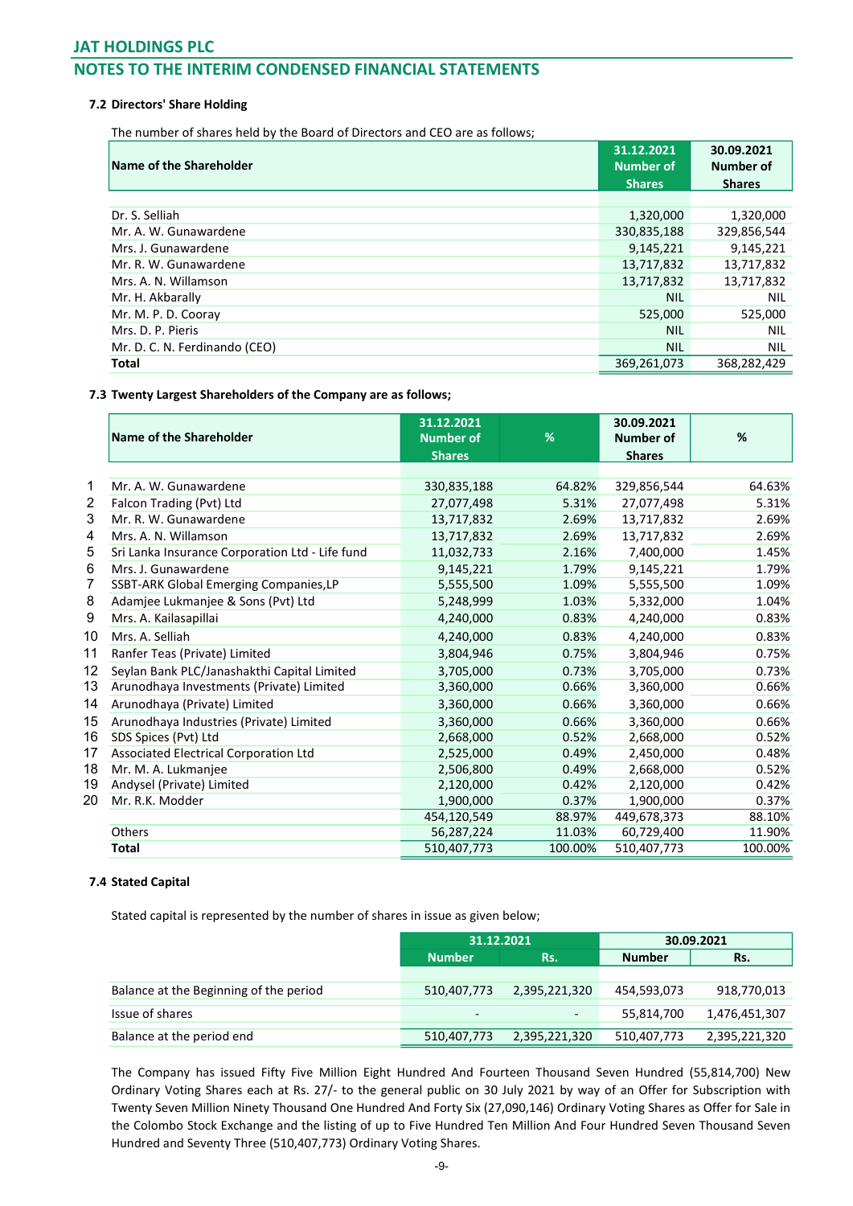## JAT HOLDINGS PLC

## NOTES TO THE INTERIM CONDENSED FINANCIAL STATEMENTS

### 7.2 Directors' Share Holding

The number of shares held by the Board of Directors and CEO are as follows;

| Name of the Shareholder | 31.12.2021 Number of Shares | 30.09.2021 Number of Shares |
|---|---|---|
| Dr. S. Selliah | 1,320,000 | 1,320,000 |
| Mr. A. W. Gunawardene | 330,835,188 | 329,856,544 |
| Mrs. J. Gunawardene | 9,145,221 | 9,145,221 |
| Mr. R. W. Gunawardene | 13,717,832 | 13,717,832 |
| Mrs. A. N. Willamson | 13,717,832 | 13,717,832 |
| Mr. H. Akbarally | NIL | NIL |
| Mr. M. P. D. Cooray | 525,000 | 525,000 |
| Mrs. D. P. Pieris | NIL | NIL |
| Mr. D. C. N. Ferdinando (CEO) | NIL | NIL |
| **Total** | 369,261,073 | 368,282,429 |

### 7.3 Twenty Largest Shareholders of the Company are as follows;

| | Name of the Shareholder | 31.12.2021 Number of Shares | % | 30.09.2021 Number of Shares | % |
|---|---|---|---|---|---|
| 1 | Mr. A. W. Gunawardene | 330,835,188 | 64.82% | 329,856,544 | 64.63% |
| 2 | Falcon Trading (Pvt) Ltd | 27,077,498 | 5.31% | 27,077,498 | 5.31% |
| 3 | Mr. R. W. Gunawardene | 13,717,832 | 2.69% | 13,717,832 | 2.69% |
| 4 | Mrs. A. N. Willamson | 13,717,832 | 2.69% | 13,717,832 | 2.69% |
| 5 | Sri Lanka Insurance Corporation Ltd - Life fund | 11,032,733 | 2.16% | 7,400,000 | 1.45% |
| 6 | Mrs. J. Gunawardene | 9,145,221 | 1.79% | 9,145,221 | 1.79% |
| 7 | SSBT-ARK Global Emerging Companies,LP | 5,555,500 | 1.09% | 5,555,500 | 1.09% |
| 8 | Adamjee Lukmanjee & Sons (Pvt) Ltd | 5,248,999 | 1.03% | 5,332,000 | 1.04% |
| 9 | Mrs. A. Kailasapillai | 4,240,000 | 0.83% | 4,240,000 | 0.83% |
| 10 | Mrs. A. Selliah | 4,240,000 | 0.83% | 4,240,000 | 0.83% |
| 11 | Ranfer Teas (Private) Limited | 3,804,946 | 0.75% | 3,804,946 | 0.75% |
| 12 | Seylan Bank PLC/Janashakthi Capital Limited | 3,705,000 | 0.73% | 3,705,000 | 0.73% |
| 13 | Arunodhaya Investments (Private) Limited | 3,360,000 | 0.66% | 3,360,000 | 0.66% |
| 14 | Arunodhaya (Private) Limited | 3,360,000 | 0.66% | 3,360,000 | 0.66% |
| 15 | Arunodhaya Industries (Private) Limited | 3,360,000 | 0.66% | 3,360,000 | 0.66% |
| 16 | SDS Spices (Pvt) Ltd | 2,668,000 | 0.52% | 2,668,000 | 0.52% |
| 17 | Associated Electrical Corporation Ltd | 2,525,000 | 0.49% | 2,450,000 | 0.48% |
| 18 | Mr. M. A. Lukmanjee | 2,506,800 | 0.49% | 2,668,000 | 0.52% |
| 19 | Andysel (Private) Limited | 2,120,000 | 0.42% | 2,120,000 | 0.42% |
| 20 | Mr. R.K. Modder | 1,900,000 | 0.37% | 1,900,000 | 0.37% |
| | | 454,120,549 | 88.97% | 449,678,373 | 88.10% |
| | Others | 56,287,224 | 11.03% | 60,729,400 | 11.90% |
| | **Total** | 510,407,773 | 100.00% | 510,407,773 | 100.00% |

### 7.4 Stated Capital

Stated capital is represented by the number of shares in issue as given below;

| | 31.12.2021 | | 30.09.2021 | |
|---|---|---|---|---|
| | Number | Rs. | Number | Rs. |
| Balance at the Beginning of the period | 510,407,773 | 2,395,221,320 | 454,593,073 | 918,770,013 |
| Issue of shares | - | - | 55,814,700 | 1,476,451,307 |
| Balance at the period end | 510,407,773 | 2,395,221,320 | 510,407,773 | 2,395,221,320 |

The Company has issued Fifty Five Million Eight Hundred And Fourteen Thousand Seven Hundred (55,814,700) New Ordinary Voting Shares each at Rs. 27/- to the general public on 30 July 2021 by way of an Offer for Subscription with Twenty Seven Million Ninety Thousand One Hundred And Forty Six (27,090,146) Ordinary Voting Shares as Offer for Sale in the Colombo Stock Exchange and the listing of up to Five Hundred Ten Million And Four Hundred Seven Thousand Seven Hundred and Seventy Three (510,407,773) Ordinary Voting Shares.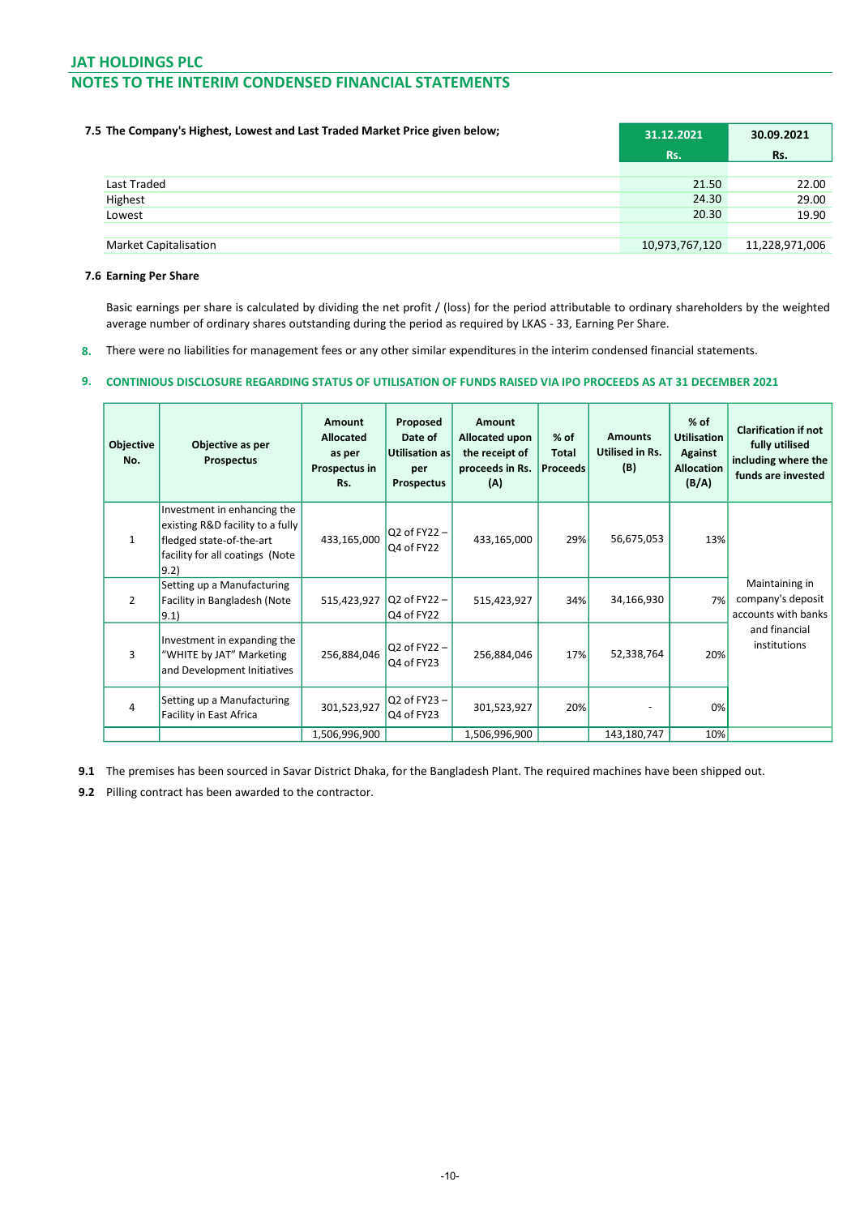# JAT HOLDINGS PLC

## NOTES TO THE INTERIM CONDENSED FINANCIAL STATEMENTS

**7.5 The Company's Highest, Lowest and Last Traded Market Price given below;**

| | 31.12.2021 Rs. | 30.09.2021 Rs. |
|---|---|---|
| Last Traded | 21.50 | 22.00 |
| Highest | 24.30 | 29.00 |
| Lowest | 20.30 | 19.90 |
| Market Capitalisation | 10,973,767,120 | 11,228,971,006 |

**7.6 Earning Per Share**

Basic earnings per share is calculated by dividing the net profit / (loss) for the period attributable to ordinary shareholders by the weighted average number of ordinary shares outstanding during the period as required by LKAS - 33, Earning Per Share.

**8.** There were no liabilities for management fees or any other similar expenditures in the interim condensed financial statements.

**9. CONTINIOUS DISCLOSURE REGARDING STATUS OF UTILISATION OF FUNDS RAISED VIA IPO PROCEEDS AS AT 31 DECEMBER 2021**

| Objective No. | Objective as per Prospectus | Amount Allocated as per Prospectus in Rs. | Proposed Date of Utilisation as per Prospectus | Amount Allocated upon the receipt of proceeds in Rs. (A) | % of Total Proceeds | Amounts Utilised in Rs. (B) | % of Utilisation Against Allocation (B/A) | Clarification if not fully utilised including where the funds are invested |
|---|---|---|---|---|---|---|---|---|
| 1 | Investment in enhancing the existing R&D facility to a fully fledged state-of-the-art facility for all coatings (Note 9.2) | 433,165,000 | Q2 of FY22 – Q4 of FY22 | 433,165,000 | 29% | 56,675,053 | 13% | Maintaining in company's deposit accounts with banks and financial institutions |
| 2 | Setting up a Manufacturing Facility in Bangladesh (Note 9.1) | 515,423,927 | Q2 of FY22 – Q4 of FY22 | 515,423,927 | 34% | 34,166,930 | 7% | |
| 3 | Investment in expanding the "WHITE by JAT" Marketing and Development Initiatives | 256,884,046 | Q2 of FY22 – Q4 of FY23 | 256,884,046 | 17% | 52,338,764 | 20% | |
| 4 | Setting up a Manufacturing Facility in East Africa | 301,523,927 | Q2 of FY23 – Q4 of FY23 | 301,523,927 | 20% | - | 0% | |
| | | 1,506,996,900 | | 1,506,996,900 | | 143,180,747 | 10% | |

**9.1** The premises has been sourced in Savar District Dhaka, for the Bangladesh Plant. The required machines have been shipped out.

**9.2** Pilling contract has been awarded to the contractor.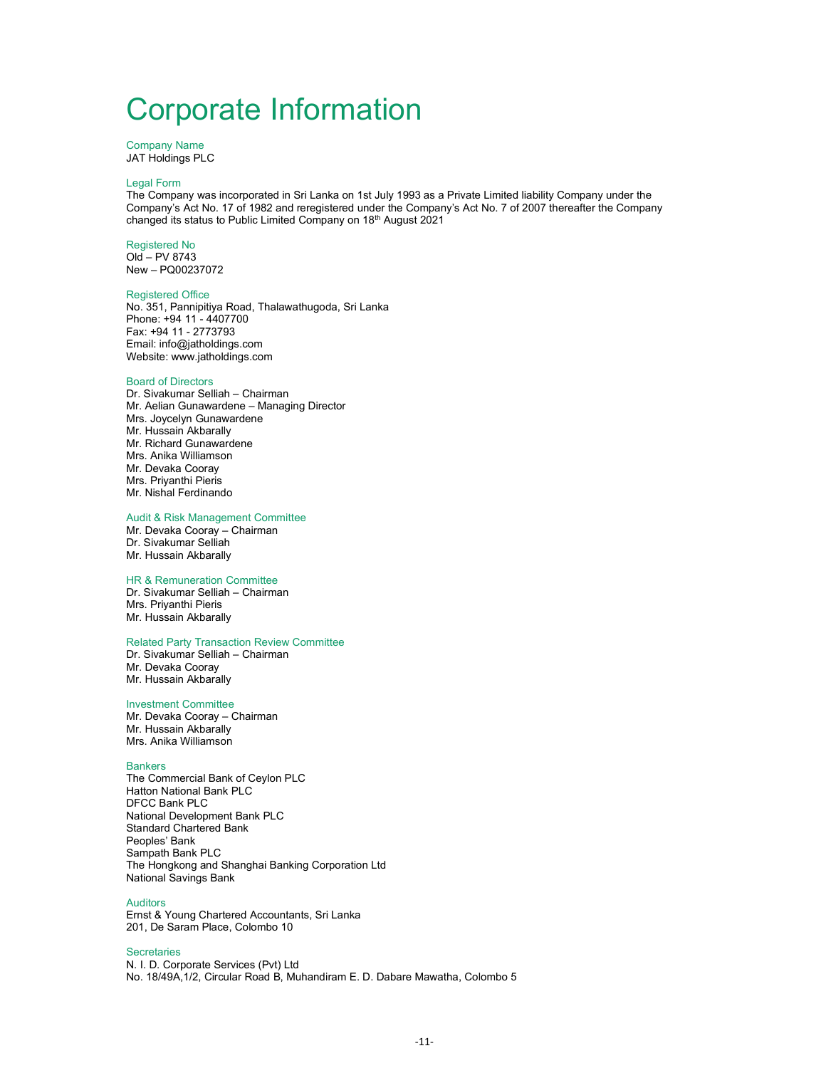# Corporate Information

## Company Name
JAT Holdings PLC

## Legal Form
The Company was incorporated in Sri Lanka on 1st July 1993 as a Private Limited liability Company under the Company's Act No. 17 of 1982 and reregistered under the Company's Act No. 7 of 2007 thereafter the Company changed its status to Public Limited Company on 18th August 2021

## Registered No
Old – PV 8743
New – PQ00237072

## Registered Office
No. 351, Pannipitiya Road, Thalawathugoda, Sri Lanka
Phone: +94 11 - 4407700
Fax: +94 11 - 2773793
Email: info@jatholdings.com
Website: www.jatholdings.com

## Board of Directors
Dr. Sivakumar Selliah – Chairman
Mr. Aelian Gunawardene – Managing Director
Mrs. Joycelyn Gunawardene
Mr. Hussain Akbarally
Mr. Richard Gunawardene
Mrs. Anika Williamson
Mr. Devaka Cooray
Mrs. Priyanthi Pieris
Mr. Nishal Ferdinando

## Audit & Risk Management Committee
Mr. Devaka Cooray – Chairman
Dr. Sivakumar Selliah
Mr. Hussain Akbarally

## HR & Remuneration Committee
Dr. Sivakumar Selliah – Chairman
Mrs. Priyanthi Pieris
Mr. Hussain Akbarally

## Related Party Transaction Review Committee
Dr. Sivakumar Selliah – Chairman
Mr. Devaka Cooray
Mr. Hussain Akbarally

## Investment Committee
Mr. Devaka Cooray – Chairman
Mr. Hussain Akbarally
Mrs. Anika Williamson

## Bankers
The Commercial Bank of Ceylon PLC
Hatton National Bank PLC
DFCC Bank PLC
National Development Bank PLC
Standard Chartered Bank
Peoples' Bank
Sampath Bank PLC
The Hongkong and Shanghai Banking Corporation Ltd
National Savings Bank

## Auditors
Ernst & Young Chartered Accountants, Sri Lanka
201, De Saram Place, Colombo 10

## Secretaries
N. I. D. Corporate Services (Pvt) Ltd
No. 18/49A,1/2, Circular Road B, Muhandiram E. D. Dabare Mawatha, Colombo 5